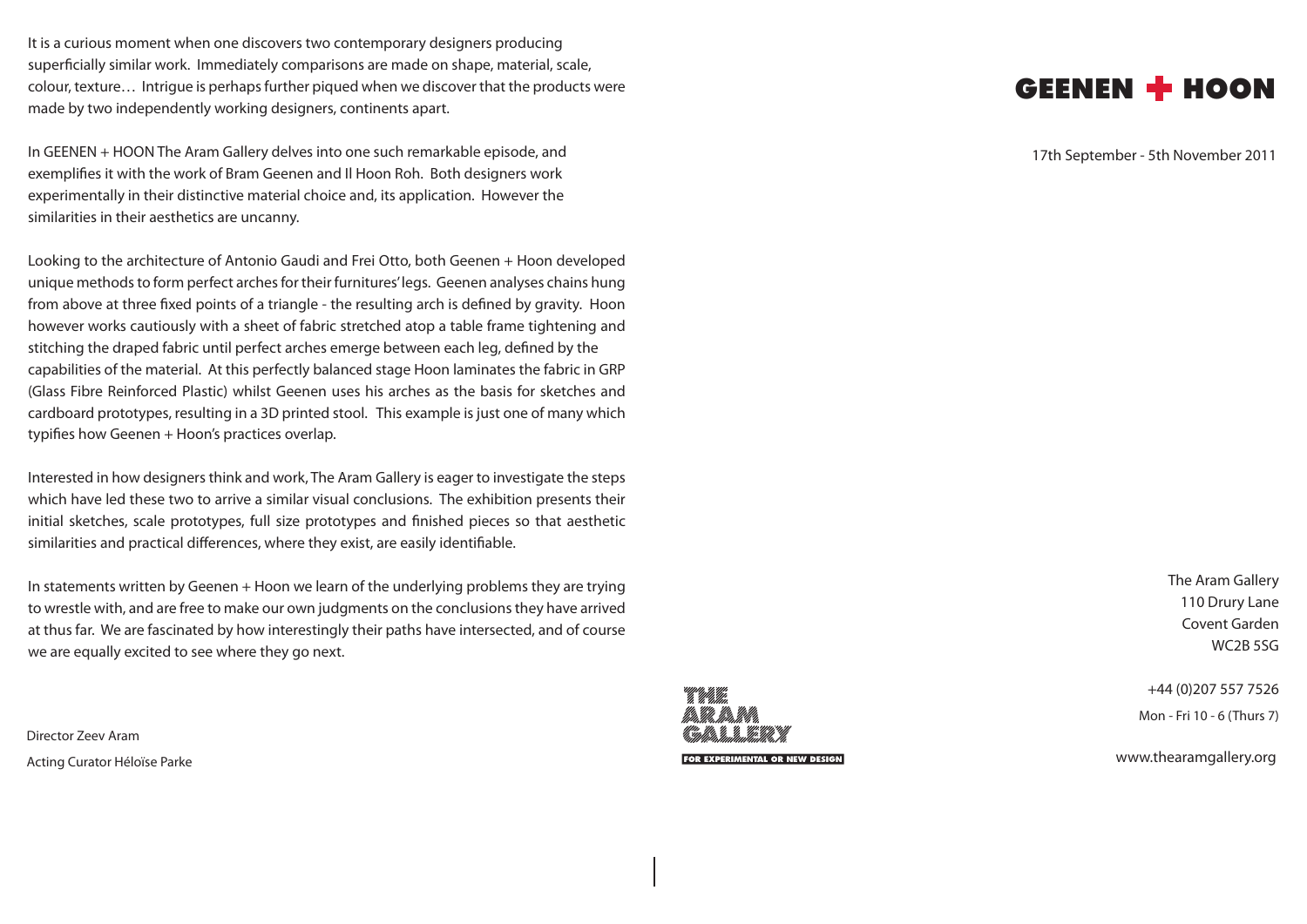# GEENEN + HOON

17th September - 5th November 2011

It is a curious moment when one discovers two contemporary designers producing superficially similar work. Immediately comparisons are made on shape, material, scale, colour, texture… Intrigue is perhaps further piqued when we discover that the products were made by two independently working designers, continents apart.

In GEENEN + HOON The Aram Gallery delves into one such remarkable episode, and exemplifies it with the work of Bram Geenen and Il Hoon Roh. Both designers work experimentally in their distinctive material choice and, its application. However the similarities in their aesthetics are uncanny.

Looking to the architecture of Antonio Gaudi and Frei Otto, both Geenen + Hoon developed unique methods to form perfect arches for their furnitures' legs. Geenen analyses chains hung from above at three fixed points of a triangle - the resulting arch is defined by gravity. Hoon however works cautiously with a sheet of fabric stretched atop a table frame tightening and stitching the draped fabric until perfect arches emerge between each leg, defined by the capabilities of the material. At this perfectly balanced stage Hoon laminates the fabric in GRP (Glass Fibre Reinforced Plastic) whilst Geenen uses his arches as the basis for sketches and cardboard prototypes, resulting in a 3D printed stool. This example is just one of many which typifies how Geenen + Hoon's practices overlap.

Interested in how designers think and work, The Aram Gallery is eager to investigate the steps which have led these two to arrive a similar visual conclusions. The exhibition presents their initial sketches, scale prototypes, full size prototypes and finished pieces so that aesthetic similarities and practical differences, where they exist, are easily identifiable.

In statements written by Geenen + Hoon we learn of the underlying problems they are trying to wrestle with, and are free to make our own judgments on the conclusions they have arrived at thus far. We are fascinated by how interestingly their paths have intersected, and of course we are equally excited to see where they go next.

Director Zeev Aram

Acting Curator Héloïse Parke

THE ARAM GALLERY

FOR EXPERIMENTAL OR NEW DESIGN

The Aram Gallery
110 Drury Lane
Covent Garden
WC2B 5SG

+44 (0)207 557 7526

Mon - Fri 10 - 6 (Thurs 7)

www.thearamgallery.org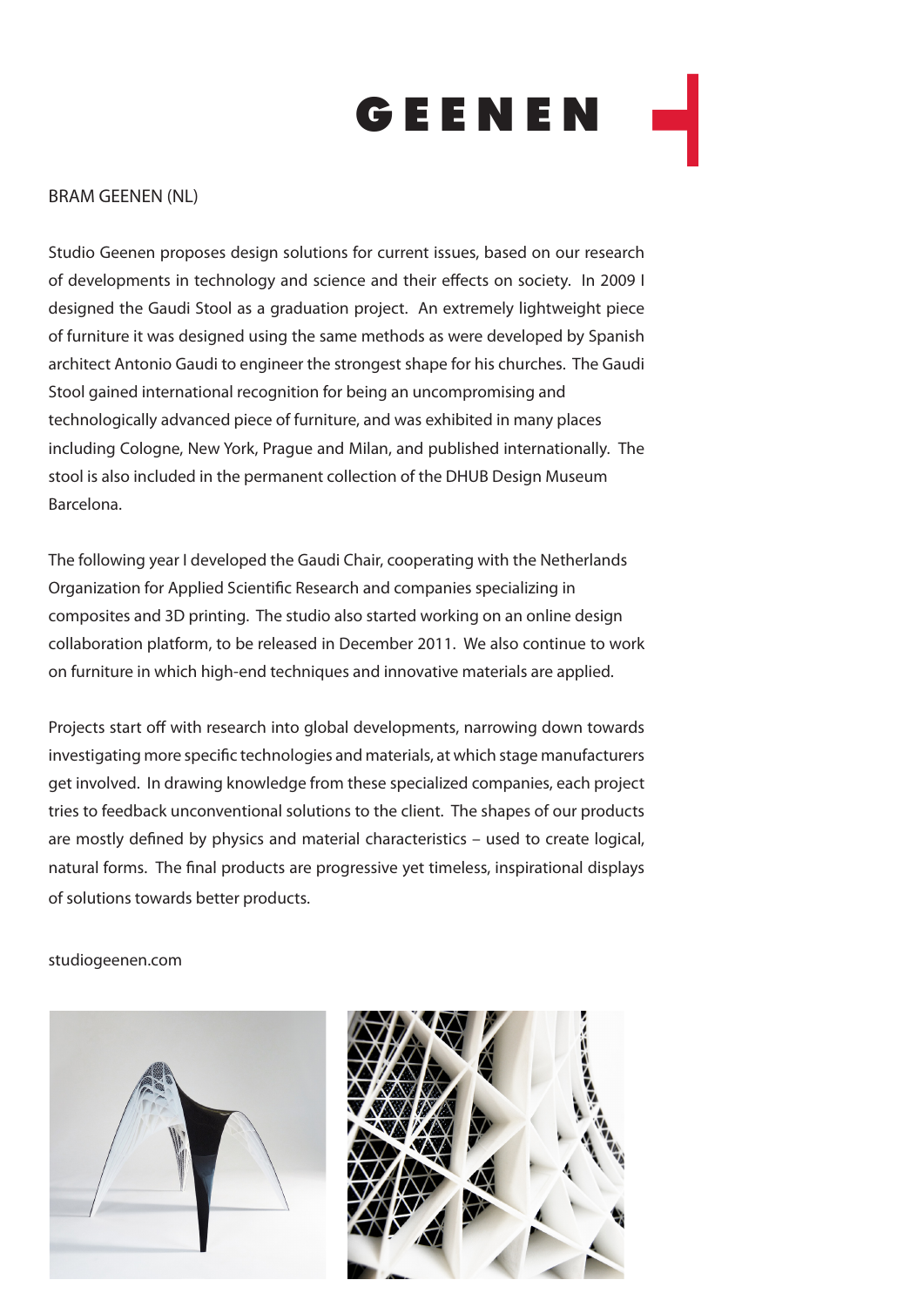# GEENEN

BRAM GEENEN (NL)

Studio Geenen proposes design solutions for current issues, based on our research of developments in technology and science and their effects on society. In 2009 I designed the Gaudi Stool as a graduation project. An extremely lightweight piece of furniture it was designed using the same methods as were developed by Spanish architect Antonio Gaudi to engineer the strongest shape for his churches. The Gaudi Stool gained international recognition for being an uncompromising and technologically advanced piece of furniture, and was exhibited in many places including Cologne, New York, Prague and Milan, and published internationally. The stool is also included in the permanent collection of the DHUB Design Museum Barcelona.

The following year I developed the Gaudi Chair, cooperating with the Netherlands Organization for Applied Scientific Research and companies specializing in composites and 3D printing. The studio also started working on an online design collaboration platform, to be released in December 2011. We also continue to work on furniture in which high-end techniques and innovative materials are applied.

Projects start off with research into global developments, narrowing down towards investigating more specific technologies and materials, at which stage manufacturers get involved. In drawing knowledge from these specialized companies, each project tries to feedback unconventional solutions to the client. The shapes of our products are mostly defined by physics and material characteristics – used to create logical, natural forms. The final products are progressive yet timeless, inspirational displays of solutions towards better products.

studiogeenen.com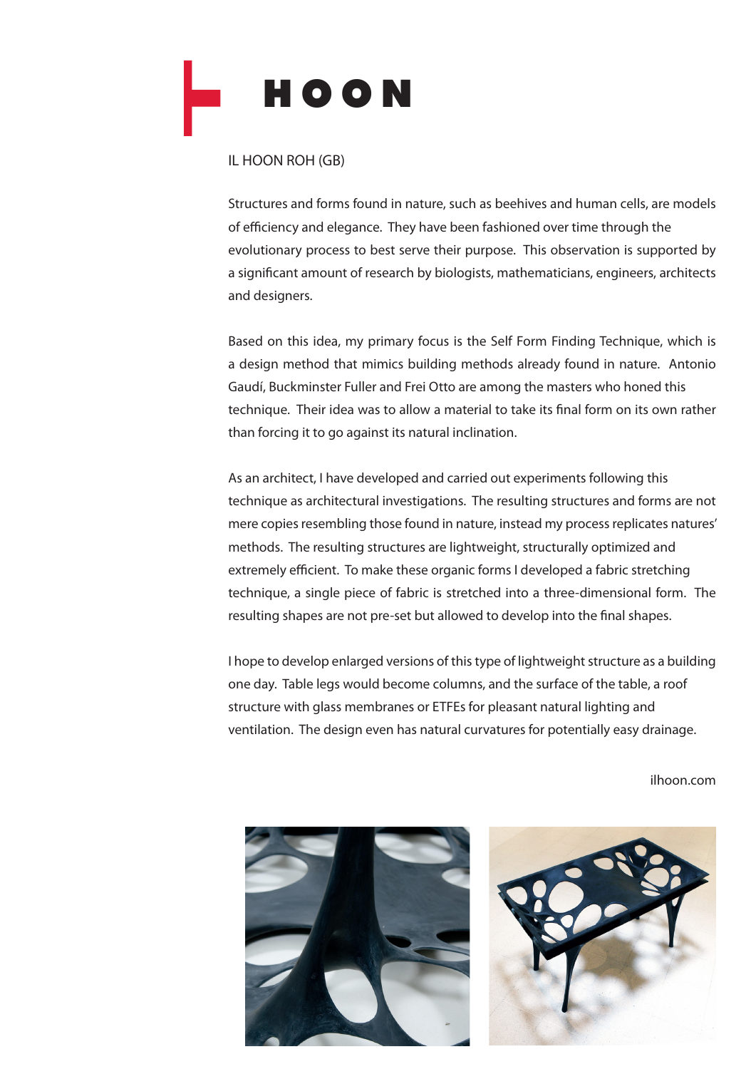# HOON

IL HOON ROH (GB)

Structures and forms found in nature, such as beehives and human cells, are models of efficiency and elegance. They have been fashioned over time through the evolutionary process to best serve their purpose. This observation is supported by a significant amount of research by biologists, mathematicians, engineers, architects and designers.

Based on this idea, my primary focus is the Self Form Finding Technique, which is a design method that mimics building methods already found in nature. Antonio Gaudí, Buckminster Fuller and Frei Otto are among the masters who honed this technique. Their idea was to allow a material to take its final form on its own rather than forcing it to go against its natural inclination.

As an architect, I have developed and carried out experiments following this technique as architectural investigations. The resulting structures and forms are not mere copies resembling those found in nature, instead my process replicates natures' methods. The resulting structures are lightweight, structurally optimized and extremely efficient. To make these organic forms I developed a fabric stretching technique, a single piece of fabric is stretched into a three-dimensional form. The resulting shapes are not pre-set but allowed to develop into the final shapes.

I hope to develop enlarged versions of this type of lightweight structure as a building one day. Table legs would become columns, and the surface of the table, a roof structure with glass membranes or ETFEs for pleasant natural lighting and ventilation. The design even has natural curvatures for potentially easy drainage.

ilhoon.com